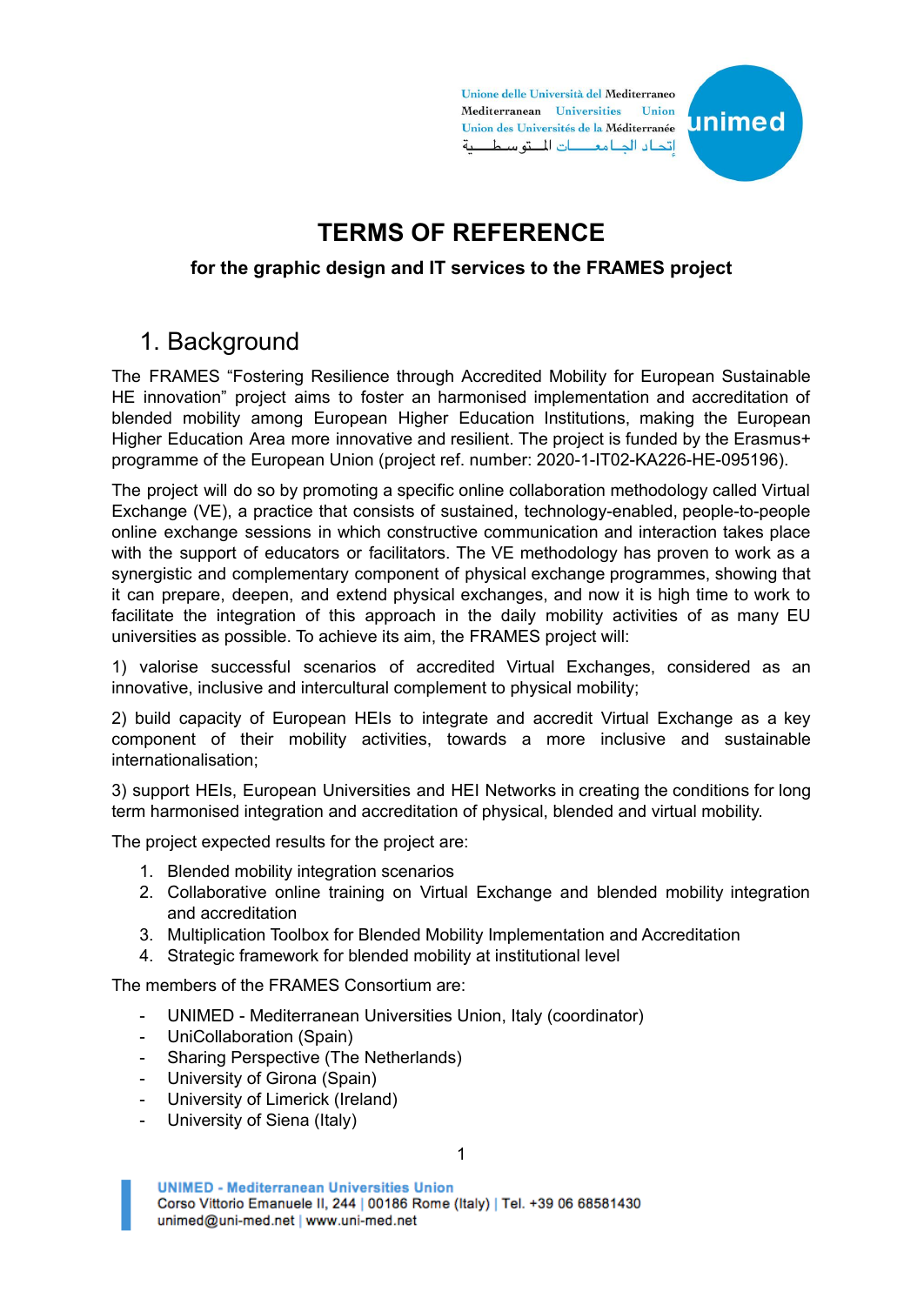# TERMS OF REFERENCE

**for the graphic design and IT services to the FRAMES project**

## 1. Background

The FRAMES "Fostering Resilience through Accredited Mobility for European Sustainable HE innovation" project aims to foster an harmonised implementation and accreditation of blended mobility among European Higher Education Institutions, making the European Higher Education Area more innovative and resilient. The project is funded by the Erasmus+ programme of the European Union (project ref. number: 2020-1-IT02-KA226-HE-095196).

The project will do so by promoting a specific online collaboration methodology called Virtual Exchange (VE), a practice that consists of sustained, technology-enabled, people-to-people online exchange sessions in which constructive communication and interaction takes place with the support of educators or facilitators. The VE methodology has proven to work as a synergistic and complementary component of physical exchange programmes, showing that it can prepare, deepen, and extend physical exchanges, and now it is high time to work to facilitate the integration of this approach in the daily mobility activities of as many EU universities as possible. To achieve its aim, the FRAMES project will:

1) valorise successful scenarios of accredited Virtual Exchanges, considered as an innovative, inclusive and intercultural complement to physical mobility;

2) build capacity of European HEIs to integrate and accredit Virtual Exchange as a key component of their mobility activities, towards a more inclusive and sustainable internationalisation;

3) support HEIs, European Universities and HEI Networks in creating the conditions for long term harmonised integration and accreditation of physical, blended and virtual mobility.

The project expected results for the project are:

1. Blended mobility integration scenarios
2. Collaborative online training on Virtual Exchange and blended mobility integration and accreditation
3. Multiplication Toolbox for Blended Mobility Implementation and Accreditation
4. Strategic framework for blended mobility at institutional level

The members of the FRAMES Consortium are:

- UNIMED - Mediterranean Universities Union, Italy (coordinator)
- UniCollaboration (Spain)
- Sharing Perspective (The Netherlands)
- University of Girona (Spain)
- University of Limerick (Ireland)
- University of Siena (Italy)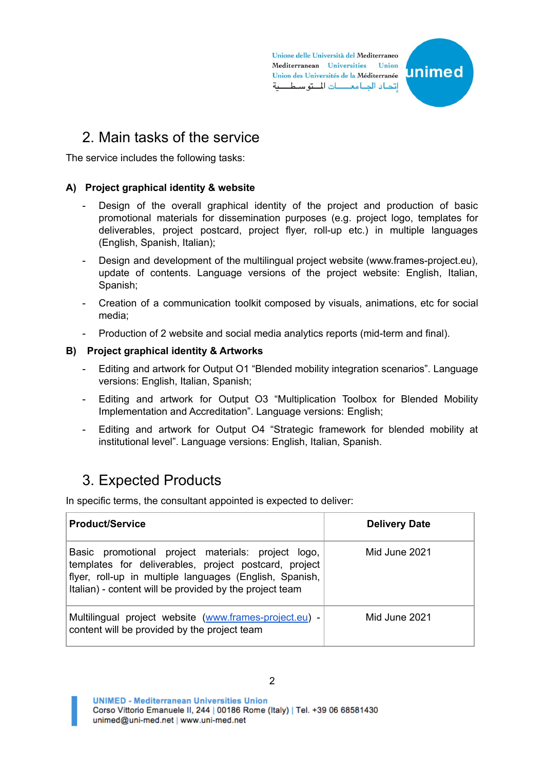## 2. Main tasks of the service

The service includes the following tasks:

**A) Project graphical identity & website**

- Design of the overall graphical identity of the project and production of basic promotional materials for dissemination purposes (e.g. project logo, templates for deliverables, project postcard, project flyer, roll-up etc.) in multiple languages (English, Spanish, Italian);
- Design and development of the multilingual project website (www.frames-project.eu), update of contents. Language versions of the project website: English, Italian, Spanish;
- Creation of a communication toolkit composed by visuals, animations, etc for social media;
- Production of 2 website and social media analytics reports (mid-term and final).

**B) Project graphical identity & Artworks**

- Editing and artwork for Output O1 "Blended mobility integration scenarios". Language versions: English, Italian, Spanish;
- Editing and artwork for Output O3 "Multiplication Toolbox for Blended Mobility Implementation and Accreditation". Language versions: English;
- Editing and artwork for Output O4 "Strategic framework for blended mobility at institutional level". Language versions: English, Italian, Spanish.

## 3. Expected Products

In specific terms, the consultant appointed is expected to deliver:

| Product/Service | Delivery Date |
|---|---|
| Basic promotional project materials: project logo, templates for deliverables, project postcard, project flyer, roll-up in multiple languages (English, Spanish, Italian) - content will be provided by the project team | Mid June 2021 |
| Multilingual project website ([www.frames-project.eu](www.frames-project.eu)) - content will be provided by the project team | Mid June 2021 |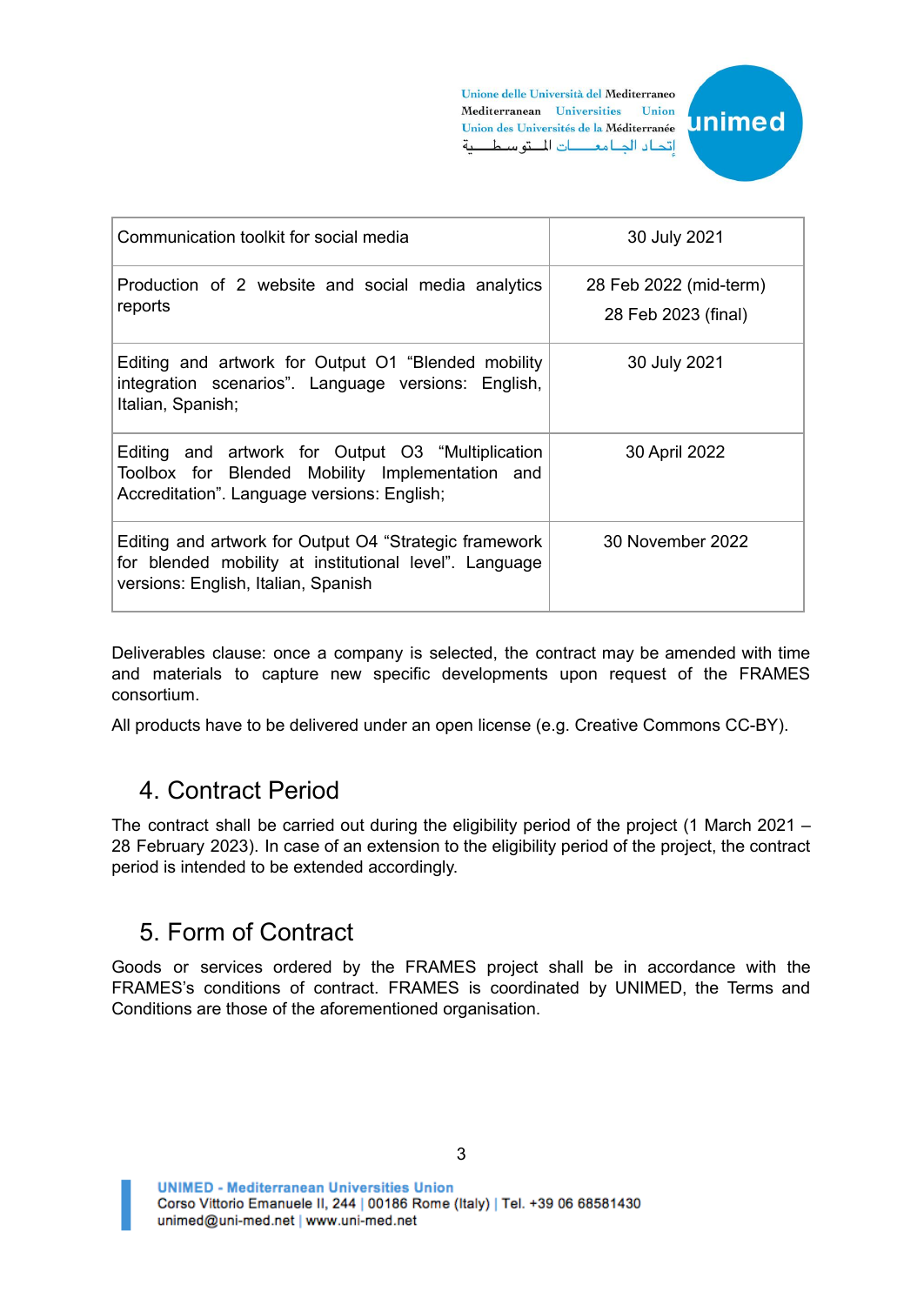| Communication toolkit for social media | 30 July 2021 |
|---|---|
| Production of 2 website and social media analytics reports | 28 Feb 2022 (mid-term)<br>28 Feb 2023 (final) |
| Editing and artwork for Output O1 “Blended mobility integration scenarios”. Language versions: English, Italian, Spanish; | 30 July 2021 |
| Editing and artwork for Output O3 “Multiplication Toolbox for Blended Mobility Implementation and Accreditation”. Language versions: English; | 30 April 2022 |
| Editing and artwork for Output O4 “Strategic framework for blended mobility at institutional level”. Language versions: English, Italian, Spanish | 30 November 2022 |

Deliverables clause: once a company is selected, the contract may be amended with time and materials to capture new specific developments upon request of the FRAMES consortium.

All products have to be delivered under an open license (e.g. Creative Commons CC-BY).

## 4. Contract Period

The contract shall be carried out during the eligibility period of the project (1 March 2021 – 28 February 2023). In case of an extension to the eligibility period of the project, the contract period is intended to be extended accordingly.

## 5. Form of Contract

Goods or services ordered by the FRAMES project shall be in accordance with the FRAMES’s conditions of contract. FRAMES is coordinated by UNIMED, the Terms and Conditions are those of the aforementioned organisation.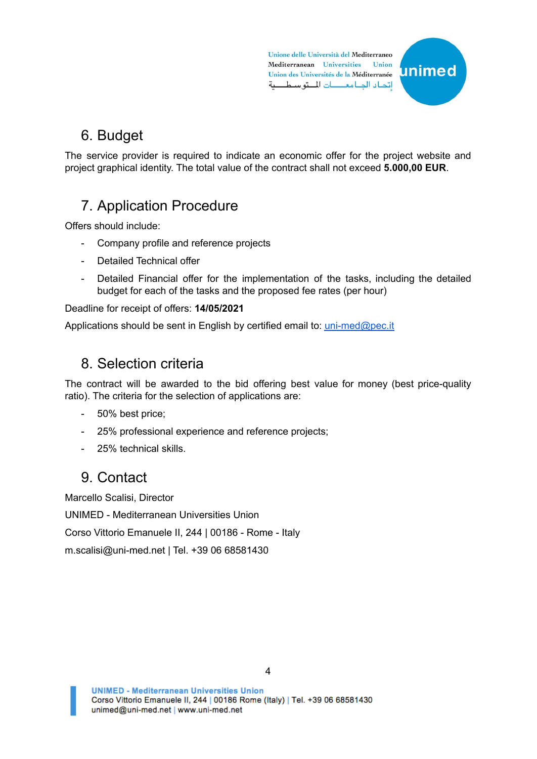## 6. Budget

The service provider is required to indicate an economic offer for the project website and project graphical identity. The total value of the contract shall not exceed **5.000,00 EUR**.

## 7. Application Procedure

Offers should include:

- Company profile and reference projects
- Detailed Technical offer
- Detailed Financial offer for the implementation of the tasks, including the detailed budget for each of the tasks and the proposed fee rates (per hour)

Deadline for receipt of offers: **14/05/2021**

Applications should be sent in English by certified email to: uni-med@pec.it

## 8. Selection criteria

The contract will be awarded to the bid offering best value for money (best price-quality ratio). The criteria for the selection of applications are:

- 50% best price;
- 25% professional experience and reference projects;
- 25% technical skills.

## 9. Contact

Marcello Scalisi, Director

UNIMED - Mediterranean Universities Union

Corso Vittorio Emanuele II, 244 | 00186 - Rome - Italy

m.scalisi@uni-med.net | Tel. +39 06 68581430